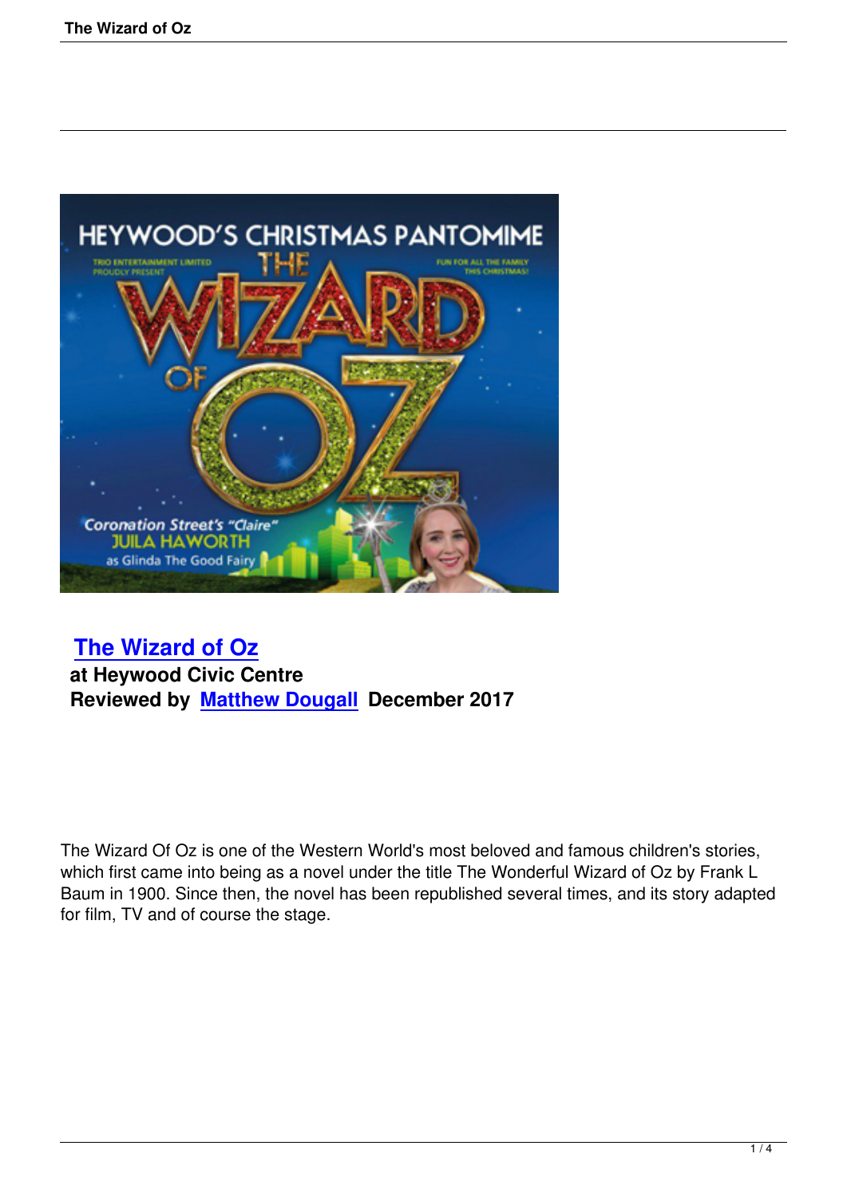## The Wizard of Oz

**at Heywood Civic Centre**
**Reviewed by Matthew Dougall December 2017**

The Wizard Of Oz is one of the Western World's most beloved and famous children's stories, which first came into being as a novel under the title The Wonderful Wizard of Oz by Frank L Baum in 1900. Since then, the novel has been republished several times, and its story adapted for film, TV and of course the stage.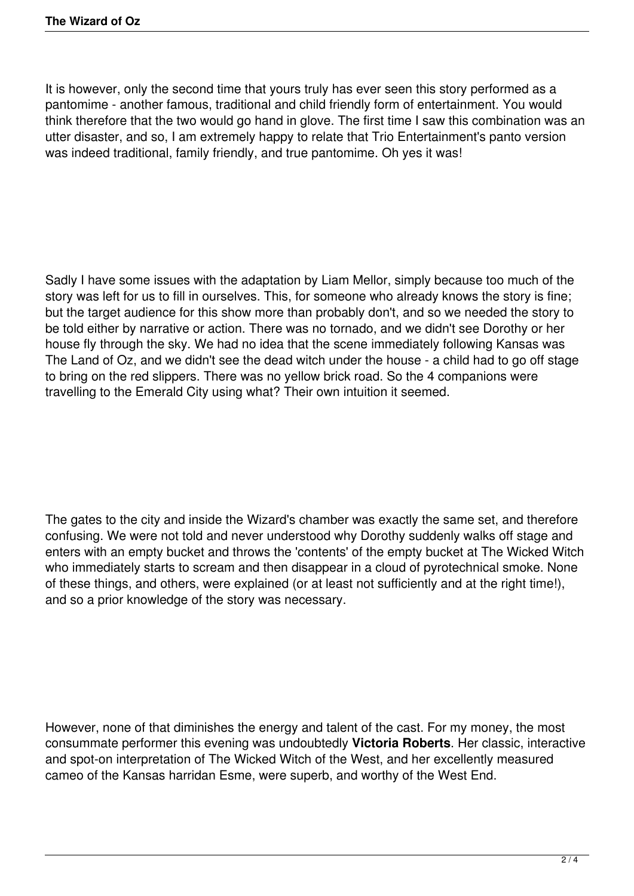It is however, only the second time that yours truly has ever seen this story performed as a pantomime - another famous, traditional and child friendly form of entertainment. You would think therefore that the two would go hand in glove. The first time I saw this combination was an utter disaster, and so, I am extremely happy to relate that Trio Entertainment's panto version was indeed traditional, family friendly, and true pantomime. Oh yes it was!

Sadly I have some issues with the adaptation by Liam Mellor, simply because too much of the story was left for us to fill in ourselves. This, for someone who already knows the story is fine; but the target audience for this show more than probably don't, and so we needed the story to be told either by narrative or action. There was no tornado, and we didn't see Dorothy or her house fly through the sky. We had no idea that the scene immediately following Kansas was The Land of Oz, and we didn't see the dead witch under the house - a child had to go off stage to bring on the red slippers. There was no yellow brick road. So the 4 companions were travelling to the Emerald City using what? Their own intuition it seemed.

The gates to the city and inside the Wizard's chamber was exactly the same set, and therefore confusing. We were not told and never understood why Dorothy suddenly walks off stage and enters with an empty bucket and throws the 'contents' of the empty bucket at The Wicked Witch who immediately starts to scream and then disappear in a cloud of pyrotechnical smoke. None of these things, and others, were explained (or at least not sufficiently and at the right time!), and so a prior knowledge of the story was necessary.

However, none of that diminishes the energy and talent of the cast. For my money, the most consummate performer this evening was undoubtedly **Victoria Roberts**. Her classic, interactive and spot-on interpretation of The Wicked Witch of the West, and her excellently measured cameo of the Kansas harridan Esme, were superb, and worthy of the West End.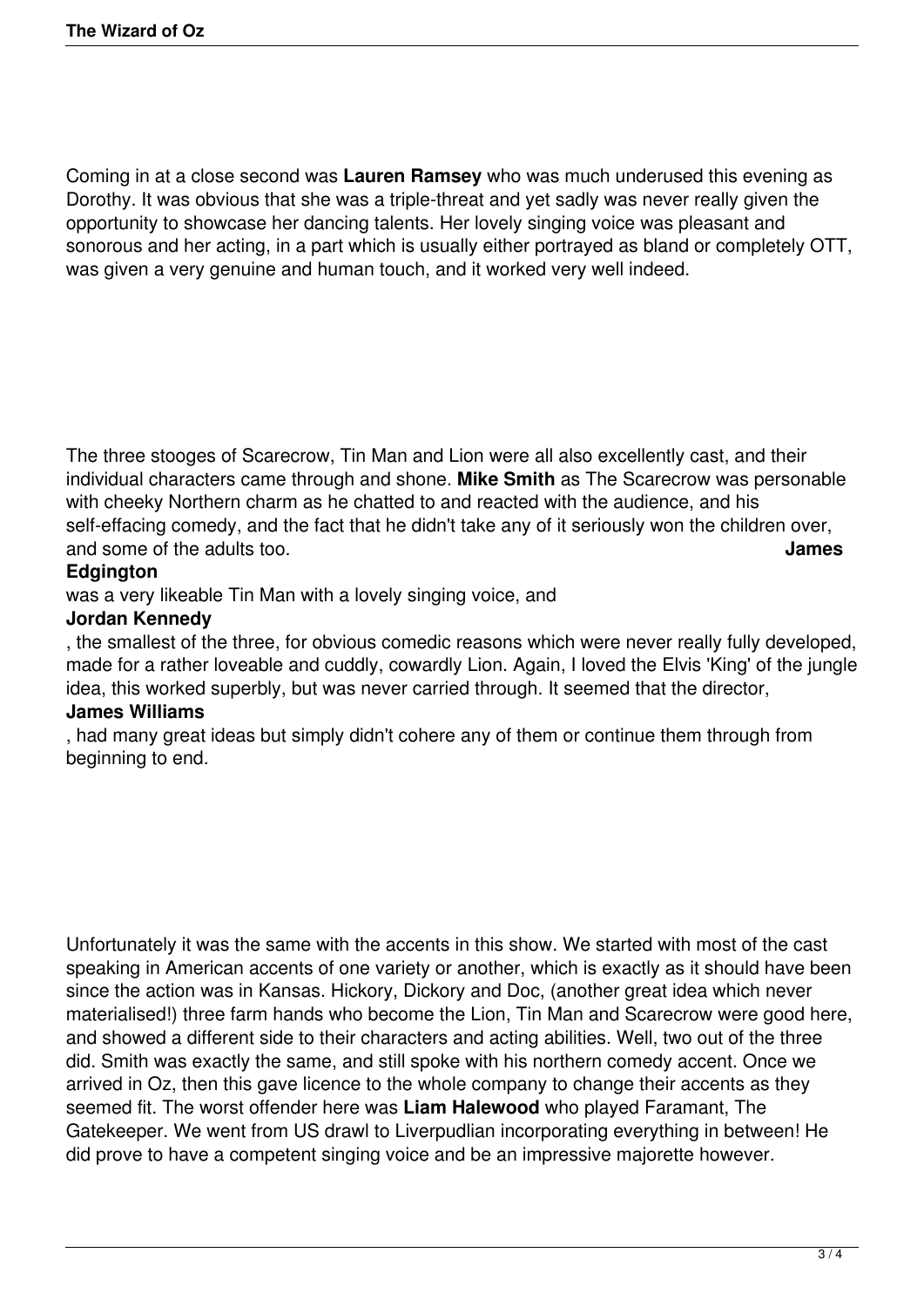Coming in at a close second was **Lauren Ramsey** who was much underused this evening as Dorothy. It was obvious that she was a triple-threat and yet sadly was never really given the opportunity to showcase her dancing talents. Her lovely singing voice was pleasant and sonorous and her acting, in a part which is usually either portrayed as bland or completely OTT, was given a very genuine and human touch, and it worked very well indeed.

The three stooges of Scarecrow, Tin Man and Lion were all also excellently cast, and their individual characters came through and shone. **Mike Smith** as The Scarecrow was personable with cheeky Northern charm as he chatted to and reacted with the audience, and his self-effacing comedy, and the fact that he didn't take any of it seriously won the children over, and some of the adults too. **James Edgington** was a very likeable Tin Man with a lovely singing voice, and **Jordan Kennedy**, the smallest of the three, for obvious comedic reasons which were never really fully developed, made for a rather loveable and cuddly, cowardly Lion. Again, I loved the Elvis 'King' of the jungle idea, this worked superbly, but was never carried through. It seemed that the director, **James Williams**, had many great ideas but simply didn't cohere any of them or continue them through from beginning to end.

Unfortunately it was the same with the accents in this show. We started with most of the cast speaking in American accents of one variety or another, which is exactly as it should have been since the action was in Kansas. Hickory, Dickory and Doc, (another great idea which never materialised!) three farm hands who become the Lion, Tin Man and Scarecrow were good here, and showed a different side to their characters and acting abilities. Well, two out of the three did. Smith was exactly the same, and still spoke with his northern comedy accent. Once we arrived in Oz, then this gave licence to the whole company to change their accents as they seemed fit. The worst offender here was **Liam Halewood** who played Faramant, The Gatekeeper. We went from US drawl to Liverpudlian incorporating everything in between! He did prove to have a competent singing voice and be an impressive majorette however.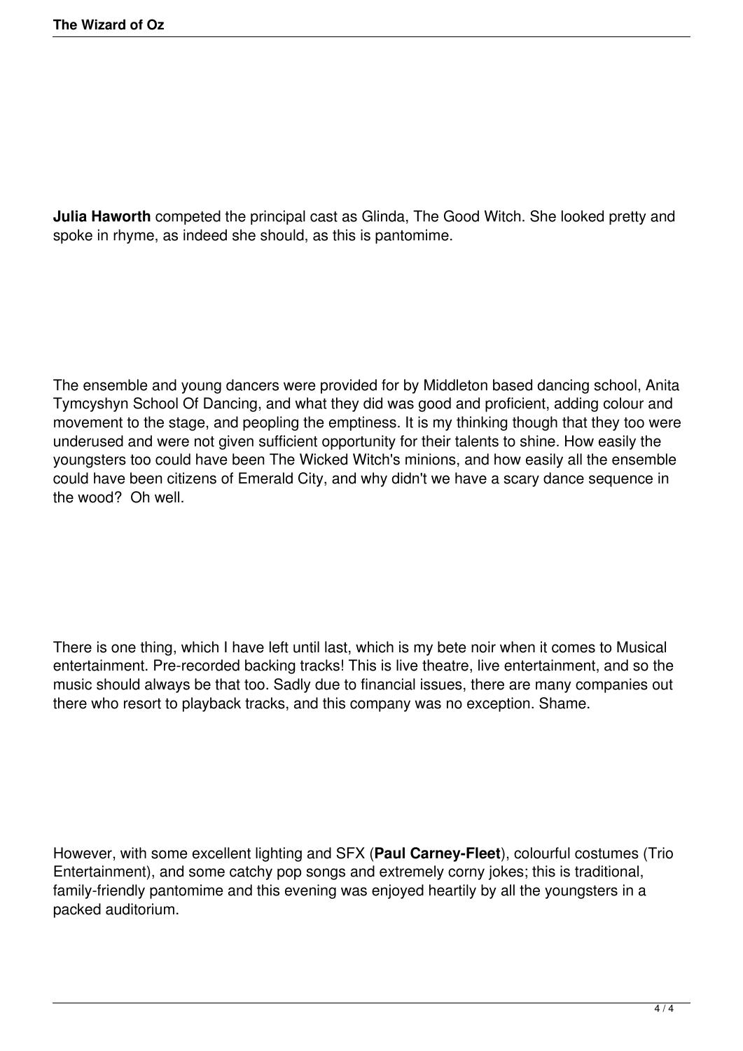**Julia Haworth** competed the principal cast as Glinda, The Good Witch. She looked pretty and spoke in rhyme, as indeed she should, as this is pantomime.

The ensemble and young dancers were provided for by Middleton based dancing school, Anita Tymcyshyn School Of Dancing, and what they did was good and proficient, adding colour and movement to the stage, and peopling the emptiness. It is my thinking though that they too were underused and were not given sufficient opportunity for their talents to shine. How easily the youngsters too could have been The Wicked Witch's minions, and how easily all the ensemble could have been citizens of Emerald City, and why didn't we have a scary dance sequence in the wood? Oh well.

There is one thing, which I have left until last, which is my bete noir when it comes to Musical entertainment. Pre-recorded backing tracks! This is live theatre, live entertainment, and so the music should always be that too. Sadly due to financial issues, there are many companies out there who resort to playback tracks, and this company was no exception. Shame.

However, with some excellent lighting and SFX (**Paul Carney-Fleet**), colourful costumes (Trio Entertainment), and some catchy pop songs and extremely corny jokes; this is traditional, family-friendly pantomime and this evening was enjoyed heartily by all the youngsters in a packed auditorium.